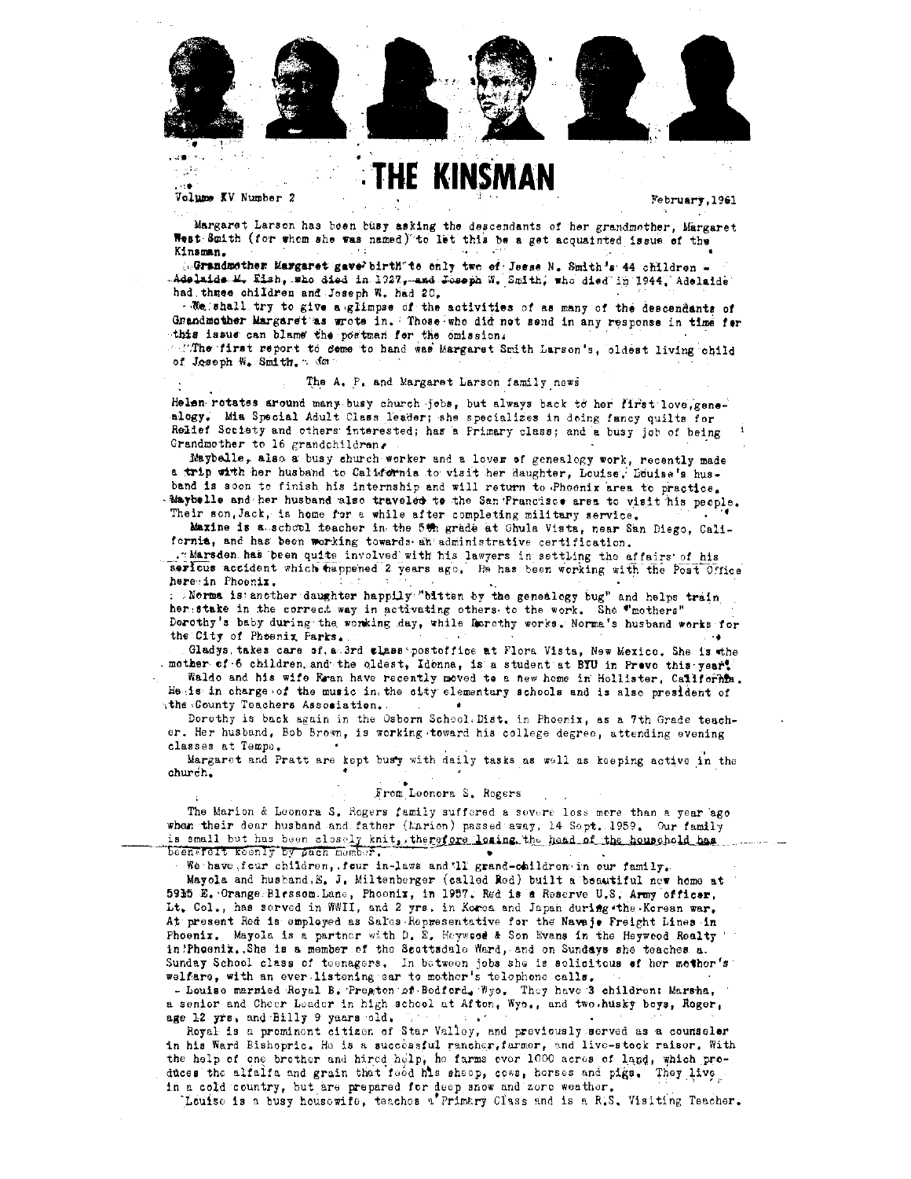# THE KINSMAN

Volume XV Number 2 February,1961

Margaret Larson has been busy asking the descendants of her grandmother, Margaret West Smith (for whom she was named) to let this be a get acquainted issue of the Kinsman.

Grandmother Margaret gave birth to only two of Jesse N. Smith's 44 children - Adelaide M. Fish, who died in 1927, and Joseph W. Smith, who died in 1944. Adelaide had three children and Joseph W. had 20.

We shall try to give a glimpse of the activities of as many of the descendants of Grandmother Margaret as wrote in. Those who did not send in any response in time for this issue can blame the postman for the omission.

The first report to come to hand was Margaret Smith Larson's, oldest living child of Joseph W. Smith.

## The A. P. and Margaret Larson family news

Helen rotates around many busy church jobs, but always back to her first love, genealogy. Mia Special Adult Class leader; she specializes in doing fancy quilts for Relief Society and others interested; has a Primary class; and a busy job of being Grandmother to 16 grandchildren.

Maybelle, also a busy church worker and a lover of genealogy work, recently made a trip with her husband to California to visit her daughter, Louise. Louise's husband is soon to finish his internship and will return to Phoenix area to practice. Maybelle and her husband also traveled to the San Francisco area to visit his people. Their son, Jack, is home for a while after completing military service.

Maxine is a school teacher in the 5th grade at Chula Vista, near San Diego, California, and has been working towards an administrative certification.

Marsden has been quite involved with his lawyers in settling the affairs of his serious accident which happened 2 years ago. He has been working with the Post Office here in Phoenix.

Norma is another daughter happily "bitten by the genealogy bug" and helps train her stake in the correct way in activating others to the work. She "mothers" Dorothy's baby during the working day, while Dorothy works. Norma's husband works for the City of Phoenix Parks.

Gladys takes care of a 3rd class postoffice at Flora Vista, New Mexico. She is the mother of 6 children, and the oldest, Idonna, is a student at BYU in Provo this year.

Waldo and his wife Fran have recently moved to a new home in Hollister, California. He is in charge of the music in the city elementary schools and is also president of the County Teachers Association.

Dorothy is back again in the Osborn School Dist. in Phoenix, as a 7th Grade teacher. Her husband, Bob Brown, is working toward his college degree, attending evening classes at Tempe.

Margaret and Pratt are kept busy with daily tasks as well as keeping active in the church.

## From Leonora S. Rogers

The Marion & Leonora S. Rogers family suffered a severe loss more than a year ago when their dear husband and father (Marion) passed away, 14 Sept. 1959. Our family is small but has been closely knit, therefore losing the head of the household has been felt keenly by each member.

We have four children, four in-laws and 11 grand-children in our family.

Mayola and husband, E. J. Miltenberger (called Red) built a beautiful new home at 5935 E. Orange Blossom Lane, Phoenix, in 1957. Red is a Reserve U.S. Army officer, Lt. Col., has served in WWII, and 2 yrs. in Korea and Japan during the Korean war. At present Red is employed as Sales Representative for the Navajo Freight Lines in Phoenix. Mayola is a partner with D. E. Heywood & Son Evans in the Heywood Realty in Phoenix. She is a member of the Scottsdale Ward, and on Sundays she teaches a Sunday School class of teenagers. In between jobs she is solicitous of her mother's welfare, with an ever listening ear to mother's telephone calls.

Louise married Royal B. Preston of Bedford, Wyo. They have 3 children: Marsha, a senior and Cheer Leader in high school at Afton, Wyo., and two husky boys, Roger, age 12 yrs, and Billy 9 years old.

Royal is a prominent citizen of Star Valley, and previously served as a counselor in his Ward Bishopric. He is a successful rancher, farmer, and live-stock raiser. With the help of one brother and hired help, he farms over 1000 acres of land, which produces the alfalfa and grain that feed his sheep, cows, horses and pigs. They live in a cold country, but are prepared for deep snow and zero weather.

Louise is a busy housewife, teaches a Primary Class and is a R.S. Visiting Teacher.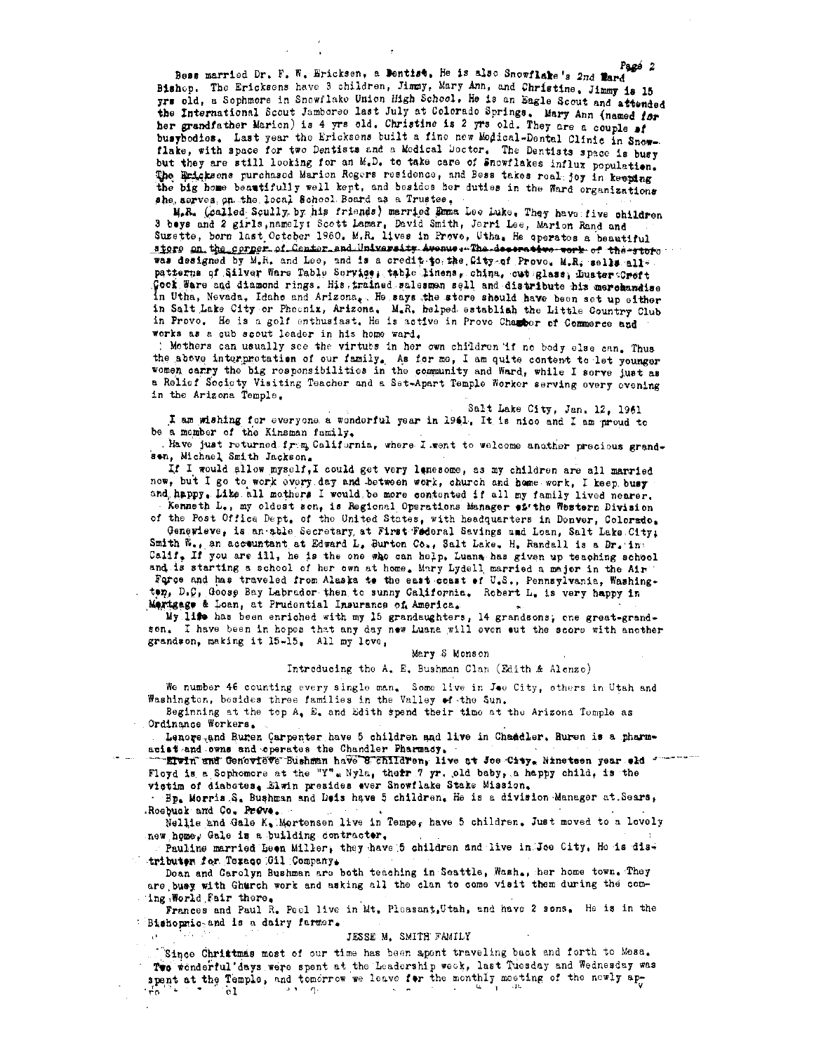Bess married Dr. F. W. Ericksen, a Dentist. He is also Snowflake's 2nd Ward Bishop. The Ericksens have 3 children, Jimmy, Mary Ann, and Christine. Jimmy is 15 yrs old, a Sophmore in Snowflake Union High School. He is an Eagle Scout and attended the International Scout Jamboree last July at Colorado Springs. Mary Ann (named for her grandfather Marion) is 4 yrs old. Christine is 2 yrs old. They are a couple of busybodies. Last year the Ericksens built a fine new Medical-Dental Clinic in Snowflake, with space for two Dentists and a Medical Doctor. The Dentists space is busy but they are still looking for an M.D. to take care of Snowflakes influx population. The Ericksens purchased Marion Rogers residence, and Bess takes real joy in keeping the big home beautifully well kept, and besides her duties in the Ward organizations she serves on the local School Board as a Trustee.

M.R. (called Scully by his friends) married Emma Lee Luke. They have five children 3 boys and 2 girls, namely: Scott Lamar, David Smith, Jerri Lee, Marion Rand and Suzette, born last October 1960. M.R. lives in Provo, Utha. He operates a beautiful store on the corner of Center and University Avenue. The decorative work of the store was designed by M.R. and Lee, and is a credit to the City of Provo. M.R. sells all patterns of Silver Ware Table Service, table linens, china, cut glass, Luster Craft Cook Ware and diamond rings. His trained salesmen sell and distribute his merchandise in Utha, Nevada, Idaho and Arizona. He says the store should have been set up either in Salt Lake City or Phoenix, Arizona. M.R. helped establish the Little Country Club in Provo. He is a golf enthusiast. He is active in Provo Chamber of Commerce and works as a cub scout leader in his home ward.

Mothers can usually see the virtues in her own children if no body else can. Thus the above interpretation of our family. As for me, I am quite content to let younger women carry the big responsibilities in the community and Ward, while I serve just as a Relief Society Visiting Teacher and a Set-Apart Temple Worker serving every evening in the Arizona Temple.

Salt Lake City, Jan. 12, 1961

I am wishing for everyone a wonderful year in 1961. It is nice and I am proud to be a member of the Kinsman family.

Have just returned from California, where I went to welcome another precious grandson, Michael Smith Jackson.

If I would allow myself, I could get very lonesome, as my children are all married now, but I go to work every day and between work, church and home work, I keep busy and happy. Like all mothers I would be more contented if all my family lived nearer.

Kenneth L., my oldest son, is Regional Operations Manager of the Western Division of the Post Office Dept. of the United States, with headquarters in Denver, Colorado.

Genevieve, is an able Secretary at First Federal Savings and Loan, Salt Lake City; Smith W., an accountant at Edward L. Burton Co., Salt Lake. H. Randall is a Dr. in Calif. If you are ill, he is the one who can help. Luana has given up teaching school and is starting a school of her own at home. Mary Lydell married a major in the Air Force and has traveled from Alaska to the east coast of U.S., Pennsylvania, Washington, D.C, Goose Bay Labrador then to sunny California. Robert L. is very happy in Mortgage & Loan, at Prudential Insurance of America.

My life has been enriched with my 15 granddaughters, 14 grandsons, one great-grandson. I have been in hopes that any day now Luana will even out the score with another grandson, making it 15-15. All my love,

Mary S Monson

Introducing the A. E. Bushman Clan (Edith & Alonzo)

We number 46 counting every single man. Some live in Joe City, others in Utah and Washington, besides three families in the Valley of the Sun.

Beginning at the top A. E. and Edith spend their time at the Arizona Temple as Ordinance Workers.

Lenore and Buren Carpenter have 5 children and live in Chandler. Buren is a pharmacist and owns and operates the Chandler Pharmacy.

Elwin and Genevieve Bushman have 8 children, live at Joe City. Nineteen year old Floyd is a Sophomore at the "Y". Nyla, their 7 yr. old baby, a happy child, is the victim of diabetes. Elwin presides over Snowflake Stake Mission.

Bp. Morris S. Bushman and Lois have 5 children. He is a division Manager at Sears, Roebuck and Co. Provo.

Nellie and Gale K. Mortensen live in Tempe, have 5 children. Just moved to a lovely new home, Gale is a building contractor.

Pauline married Leon Miller, they have 5 children and live in Joe City. He is distributor for Texaco Oil Company.

Dean and Carolyn Bushman are both teaching in Seattle, Wash., her home town. They are busy with Church work and asking all the clan to come visit them during the coming World Fair there.

Frances and Paul R. Peel live in Mt. Pleasant, Utah, and have 2 sons. He is in the Bishopric and is a dairy farmer.

JESSE M. SMITH FAMILY

Since Christmas most of our time has been spent traveling back and forth to Mesa. Two wonderful days were spent at the Leadership week, last Tuesday and Wednesday was spent at the Temple, and tomorrow we leave for the monthly meeting of the newly ap-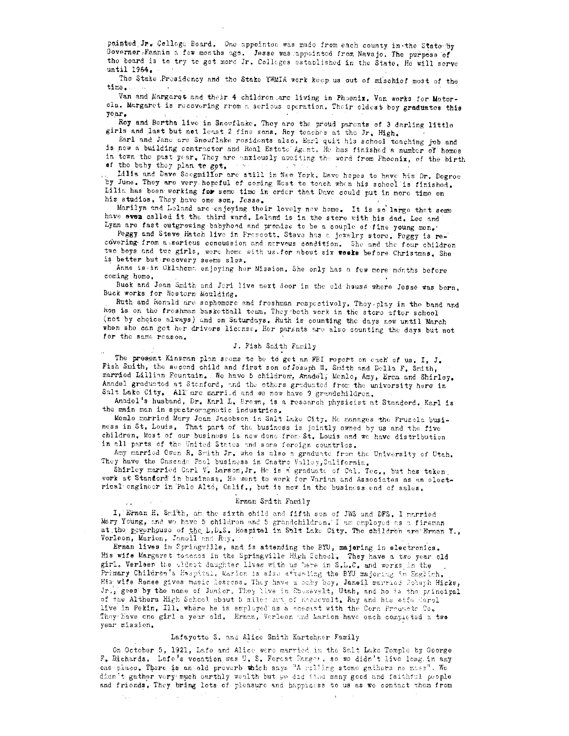pointed Jr. College Board. One appointee was made from each county in the State by Governor Fannin a few months ago. Jesse was appointed from Navajo. The purpose of the board is to try to get more Jr. Colleges established in the State. He will serve until 1964.

The Stake Presidency and the Stake YWMIA work keep us out of mischief most of the time.

Van and Margaret and their 4 children are living in Phoenix. Van works for Motorola. Margaret is recovering from a serious operation. Their oldest boy graduates this year.

Roy and Bertha live in Snowflake. They are the proud parents of 3 darling little girls and last but not least 2 fine sons. Roy teaches at the Jr. High.

Earl and Jane are Snowflake residents also. Earl quit his school teaching job and is now a building contractor and Real Estate Agent. He has finished a number of homes in town the past year. They are anxiously awaiting the word from Phoenix, of the birth of the baby they plan to get.

Lilia and Dave Seegmiller are still in New York. Dave hopes to have his Dr. Degree by June. They are very hopeful of coming West to teach when his school is finished. Lilia has been working for some time in order that Dave could put in more time on his studies. They have one son, Jesse.

Marilyn and Leland are enjoying their lovely new home. It is so large that some have even called it the third ward. Leland is in the store with his dad. Lee and Lynn are fast outgrowing babyhood and promise to be a couple of fine young men.

Peggy and Steve Hatch live in Prescott. Steve has a jewelry store. Peggy is recovering from a serious concussion and nervous condition. She and the four children two boys and two girls, were home with us for about six weeks before Christmas. She is better but recovery seems slow.

Anne is in Oklahoma enjoying her Mission. She only has a few more months before coming home.

Buck and Jean Smith and Jeri live next door in the old house where Jesse was born. Buck works for Western Moulding.

Ruth and Ronald are sophomore and freshman respectively. They play in the band and Ron is on the freshman basketball team. They both work in the store after school (not by choice always) and on Saturdays. Ruth is counting the days now until March when she can get her drivers license. Her parents are also counting the days but not for the same reason.

## J. Fish Smith Family

The present Kinsman plan seems to be to get an FBI report on each of us. I, J. Fish Smith, the second child and first son of Joseph W. Smith and Della F. Smith, married Lillian Fountain. We have 5 children, Anadel, Menlo, Amy, Erma and Shirley. Anadel graduated at Stanford, and the others graduated from the university here in Salt Lake City. All are married and we now have 9 grandchildren.

Anadel's husband, Dr. Karl L. Brown, is a research physicist at Standord. Karl is the main man in spectromagnetic industries.

Menlo married Mary Jean Jacobson in Salt Lake City. He manages the Fruzola business in St. Louis. That part of the business is jointly owned by us and the five children. Most of our business is now done from St. Louis and we have distribution in all parts of the United States and some foreign countries.

Amy married Owen R. Smith Jr. who is also a graduate from the University of Utah. They have the Cascade Pool business in Castro Valley, California.

Shirley married Carl V. Larson, Jr. He is a graduate of Cal. Tec., but has taken work at Stanford in business. He went to work for Varian and Associates as an electrical engineer in Palo Alto, Calif., but is now in the business end of sales.

## Ernan Smith Family

I, Ernan H. Smith, am the sixth child and fifth son of JWS and DFS. I married Mary Young, and we have 5 children and 5 grandchildren. I am employed as a fireman at the powerhouse of the L.D.S. Hospital in Salt Lake City. The children are Ernan Y., Vorleen, Marion, Janeil and Ray.

Ernan lives in Springville, and is attending the BYU, majoring in electronics. His wife Margaret teaches in the Springville High School. They have a two year old girl. Verleen the oldest daughter lives with us here in S.L.C. and works in the Primary Children's Hospital. Marion is also attending the BYU majoring in English. His wife Renee gives music lessons. They have a baby boy. Janeil married Joseph Hicks, Jr., goes by the name of Junior. They live in Roosevelt, Utah, and he is the principal of the Althera High School about 5 miles out of Roosevelt. Ray and his wife Carol live in Pekin, Ill. where he is employed as a chemist with the Corn Products Co. They have one girl a year old. Ernan, Verleen and Marion have each completed a two year mission.

## Lafayette S. and Alice Smith Kartchner Family

On October 5, 1921, Lafe and Alice were married in the Salt Lake Temple by George F. Richards. Lafe's vocation was U. S. Forest Ranger, so we didn't live long in any one place. There is an old proverb which says "A rolling stone gathers no moss". We didn't gather very much earthly wealth but we did find many good and faithful people and friends. They bring lots of pleasure and happiness to us as we contact them from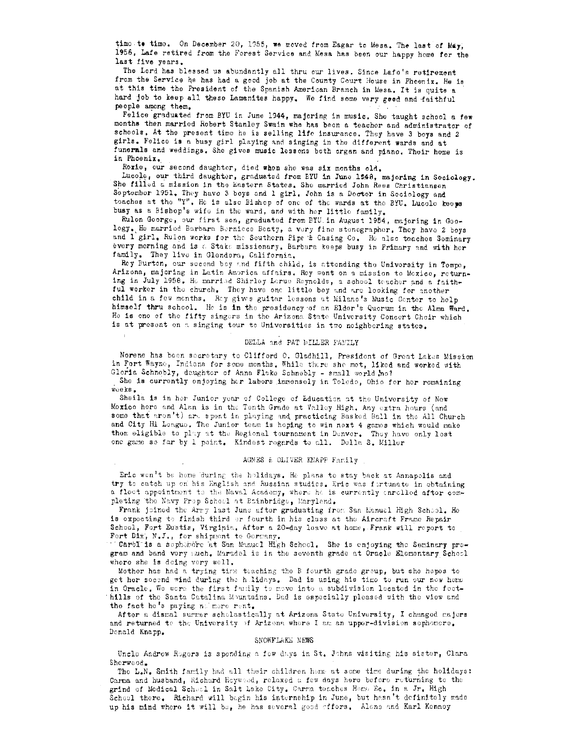time to time. On December 20, 1955, we moved from Eagar to Mesa. The last of May, 1956, Lafe retired from the Forest Service and Mesa has been our happy home for the last five years.

The Lord has blessed us abundantly all thru our lives. Since Lafe's retirement from the Service he has had a good job at the County Court House in Phoenix. He is at this time the President of the Spanish American Branch in Mesa. It is quite a hard job to keep all these Lamanites happy. We find some very good and faithful people among them.

Felice graduated from BYU in June 1944, majoring in music. She taught school a few months then married Robert Stanley Swain who has been a teacher and administrator of schools. At the present time he is selling life insurance. They have 3 boys and 2 girls. Felice is a busy girl playing and singing in the different wards and at funerals and weddings. She gives music lessons both organ and piano. Their home is in Phoenix.

Roxie, our second daughter, died when she was six months old.

Lucele, our third daughter, graduated from BYU in June 1948, majoring in Sociology. She filled a mission in the Eastern States. She married John Rees Christiansen September 1951. They have 3 boys and 1 girl. John is a Doctor in Sociology and teaches at the "Y". He is also Bishop of one of the wards at the BYU. Lucele keeps busy as a Bishop's wife in the ward, and with her little family.

Rulon George, our first son, graduated from BYU in August 1954, majoring in Geology. He married Barbara Bernicee Beaty, a very fine stenographer. They have 2 boys and 1 girl. Rulon works for the Southern Pipe & Casing Co. He also teaches Seminary every morning and is a Stake missionary. Barbara keeps busy in Primary and with her family. They live in Glendora, California.

Roy Burton, our second boy and fifth child, is attending the University in Tempe, Arizona, majoring in Latin America affairs. Roy went on a mission to Mexico, returning in July 1958. He married Shirley Lerue Reynolds, a school teacher and a faithful worker in the church. They have one little boy and are looking for another child in a few months. Roy gives guitar lessons at Milano's Music Center to help himself thru school. He is in the presidency of an Elder's Quorum in the Alma Ward. He is one of the fifty singers in the Arizona State University Concert Choir which is at present on a singing tour to Universities in two neighboring states.

## DELLA and PAT MILLER FAMILY

Norene has been secretary to Clifford O. Gladhill, President of Great Lakes Mission in Fort Wayne, Indiana for some months. While there she met, liked and worked with Gloria Schnebly, daughter of Anna Flake Schnebly - small world no?

She is currently enjoying her labors immensely in Toledo, Ohio for her remaining weeks.

Sheila is in her Junior year of College of Education at the University of New Mexico here and Alan is in the Tenth Grade at Valley High. Any extra hours (and some that aren't) are spent in playing and practicing Basked Ball in the All Church and City Hi League. The Junior team is hoping to win next 4 games which would make them eligible to play at the Regional tournament in Denver. They have only lost one game so far by 1 point. Kindest regards to all. Della S. Miller

## AGNES & OLIVER KNAPP Family

Eric won't be home during the holidays. He plans to stay back at Annapolis and try to catch up on his English and Russian studies. Eric was fortunate in obtaining a fleet appointment to the Naval Academy, where he is currently enrolled after completing the Navy Prep School at Bainbridge, Maryland.

Frank joined the Army last June after graduating from San Manuel High School. He is expecting to finish third or fourth in his class at the Aircraft Frame Repair School, Fort Eustis, Virginia. After a 20-day leave at home, Frank will report to Fort Dix, N.J., for shipment to Germany.

Carol is a sophomore at San Manuel High School. She is enjoying the Seminary program and band very much. Maradel is in the seventh grade at Oracle Elementary School where she is doing very well.

Mother has had a trying time teaching the B fourth grade group, but she hopes to get her second wind during the holidays. Dad is using his time to run our new home in Oracle. We were the first family to move into a subdivision located in the foothills of the Santa Catalina Mountains. Dad is especially pleased with the view and the fact he's paying no more rent.

After a dismal summer scholastically at Arizona State University, I changed majors and returned to the University of Arizona where I am an upper-division sophomore. Donald Knapp.

## SNOWFLAKE NEWS

Uncle Andrew Rogers is spending a few days in St. Johns visiting his sister, Clara Sherwood.

The L.N. Smith family had all their children home at some time during the holidays: Carma and husband, Richard Heywood, relaxed a few days here before returning to the grind of Medical School in Salt Lake City. Carma teaches Home Ec. in a Jr. High School there. Richard will begin his internship in June, but hasn't definitely made up his mind where it will be, he has several good offers. Alene and Karl Kenney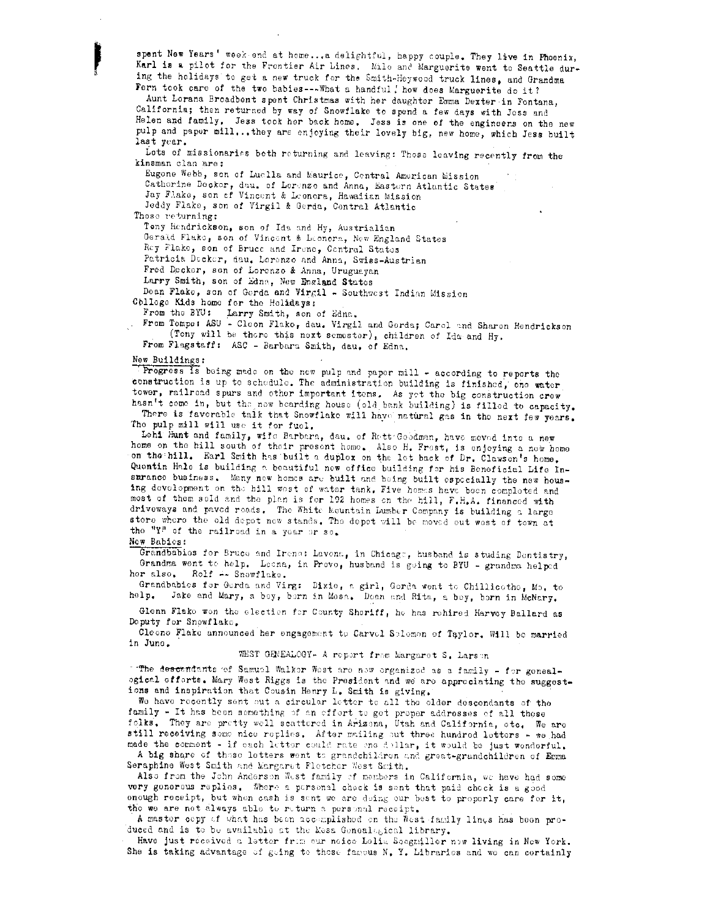spent New Years' week end at home...a delightful, happy couple. They live in Phoenix, Karl is a pilot for the Frontier Air Lines. Milo and Marguerite went to Seattle during the holidays to get a new truck for the Smith-Heywood truck lines, and Grandma Fern took care of the two babies---What a handful! how does Marguerite do it?

Aunt Lorana Broadbent spent Christmas with her daughter Emma Dexter in Fontana, California; then returned by way of Snowflake to spend a few days with Jess and Helen and family. Jess took her back home. Jess is one of the engineers on the new pulp and paper mill...they are enjoying their lovely big, new home, which Jess built last year.

Lots of missionaries both returning and leaving: Those leaving recently from the kinsman clan are:

Eugene Webb, son of Luella and Maurice, Central American Mission
Catherine Decker, dau. of Lorenzo and Anna, Eastern Atlantic States
Jay Flake, son of Vincent & Leonora, Hawaiian Mission
Jeddy Flake, son of Virgil & Gerda, Central Atlantic

Those returning:

Tony Hendrickson, son of Ida and Hy, Australian
Gerald Flake, son of Vincent & Leonora, New England States
Roy Flake, son of Bruce and Irene, Central States
Patricia Decker, dau. Lorenzo and Anna, Swiss-Austrian
Fred Decker, son of Lorenzo & Anna, Uruguayan
Larry Smith, son of Edna, New England States
Dean Flake, son of Gerda and Virgil - Southwest Indian Mission

College Kids home for the Holidays:

From the BYU: Larry Smith, son of Edna.
From Tempe: ASU - Cleon Flake, dau. Virgil and Gerda; Carol and Sharon Hendrickson (Tony will be there this next semester), children of Ida and Hy.
From Flagstaff: ASC - Barbara Smith, dau. of Edna.

New Buildings:

Progress is being made on the new pulp and paper mill - according to reports the construction is up to schedule. The administration building is finished, one water tower, railroad spurs and other important items. As yet the big construction crew hasn't come in, but the new boarding house (old bank building) is filled to capacity.

There is favorable talk that Snowflake will have natural gas in the next few years. The pulp mill will use it for fuel.

Lehi Hunt and family, wife Barbara, dau. of Rett Goodman, have moved into a new home on the hill south of their present home. Also H. Frost, is enjoying a new home on the hill. Earl Smith has built a duplex on the lot back of Dr. Clawson's home. Quentin Hale is building a beautiful new office building for his Beneficial Life Insurance business. Many new homes are built and being built especially the new housing development on the hill west of water tank. Five homes have been completed and most of them sold and the plan is for 192 homes on the hill, F.H.A. financed with driveways and paved roads. The White Mountain Lumber Company is building a large store where the old depot now stands. The depot will be moved out west of town at the "Y" of the railroad in a year or so.

New Babies:

Grandbabies for Bruce and Irene: Lavona, in Chicago, husband is studing Dentistry, Grandma went to help. Leona, in Provo, husband is going to BYU - grandma helped her also. Rolf -- Snowflake.

Grandbabies for Gerda and Virg: Dixie, a girl, Gerda went to Chillicothe, Mo. to help. Jake and Mary, a boy, born in Mesa. Dean and Rita, a boy, born in McNary.

Glenn Flake won the election for County Sheriff, he has rehired Harvey Ballard as Deputy for Snowflake.

Cleone Flake announced her engagement to Carvel Solomon of Taylor. Will be married in June.

WEST GENEALOGY- A report from Margaret S. Larson

The descendants of Samuel Walker West are now organized as a family - for genealogical efforts. Mary West Riggs is the President and we are appreciating the suggestions and inspiration that Cousin Henry L. Smith is giving.

We have recently sent out a circular letter to all the older descendants of the family - It has been something of an effort to get proper addresses of all those folks. They are pretty well scattered in Arizona, Utah and California, etc. We are still receiving some nice replies. After mailing out three hundred letters - we had made the comment - if each letter could rate one dollar, it would be just wonderful.

A big share of these letters went to grandchildren and great-grandchildren of Emma Seraphine West Smith and Margaret Fletcher West Smith.

Also from the John Anderson West family of members in California, we have had some very generous replies. Where a personal check is sent that paid check is a good enough receipt, but when cash is sent we are doing our best to properly care for it, tho we are not always able to return a personal receipt.

A master copy of what has been accomplished on the West family lines has been produced and is to be available at the Mesa Genealogical library.

Have just received a letter from our neice Lolia Seegmiller now living in New York. She is taking advantage of going to those famous N. Y. Libraries and we can certainly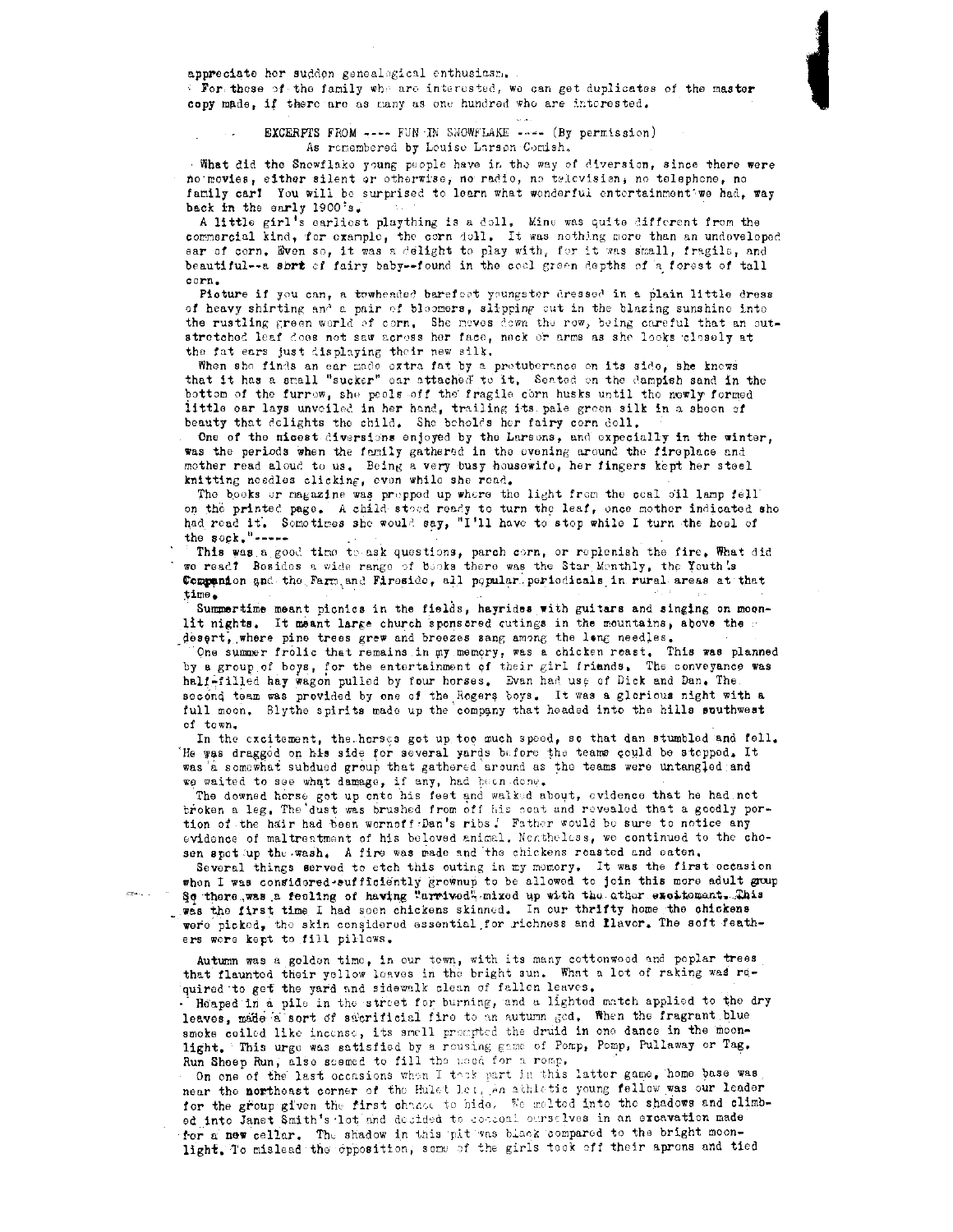appreciate her sudden genealogical enthusiasm.

For those of the family who are interested, we can get duplicates of the master copy made, if there are as many as one hundred who are interested.

## EXCERPTS FROM ---- FUN IN SNOWFLAKE ---- (By permission)

As remembered by Louise Larson Comish.

What did the Snowflake young people have in the way of diversion, since there were no movies, either silent or otherwise, no radio, no television, no telephone, no family car! You will be surprised to learn what wonderful entertainment we had, way back in the early 1900's.

A little girl's earliest plaything is a doll. Mine was quite different from the commercial kind, for example, the corn doll. It was nothing more than an undeveloped ear of corn. Even so, it was a delight to play with, for it was small, fragile, and beautiful--a sort of fairy baby--found in the cool green depths of a forest of tall corn.

Picture if you can, a towheaded barefoot youngster dressed in a plain little dress of heavy shirting and a pair of bloomers, slipping out in the blazing sunshine into the rustling green world of corn. She moves down the row, being careful that an outstretched leaf does not saw across her face, neck or arms as she looks closely at the fat ears just displaying their new silk.

When she finds an ear made extra fat by a protuberance on its side, she knows that it has a small "sucker" ear attached to it. Seated on the dampish sand in the bottom of the furrow, she peels off the fragile corn husks until the newly formed little ear lays unveiled in her hand, trailing its pale green silk in a sheen of beauty that delights the child. She beholds her fairy corn doll.

One of the nicest diversions enjoyed by the Larsons, and expecially in the winter, was the periods when the family gathered in the evening around the fireplace and mother read aloud to us. Being a very busy housewife, her fingers kept her steel knitting needles clicking, even while she read.

The books or magazine was propped up where the light from the coal oil lamp fell on the printed page. A child stood ready to turn the leaf, once mother indicated she had read it. Sometimes she would say, "I'll have to stop while I turn the heel of the sock."-----

This was a good time to ask questions, parch corn, or replenish the fire. What did we read? Besides a wide range of books there was the Star Monthly, the Youth's Companion and the Farm and Fireside, all popular periodicals in rural areas at that time.

Summertime meant picnics in the fields, hayrides with guitars and singing on moonlit nights. It meant large church sponsored outings in the mountains, above the desert, where pine trees grew and breezes sang among the long needles.

One summer frolic that remains in my memory, was a chicken roast. This was planned by a group of boys, for the entertainment of their girl friends. The conveyance was half-filled hay wagon pulled by four horses. Evan had use of Dick and Dan. The second team was provided by one of the Rogers boys. It was a glorious night with a full moon. Blythe spirits made up the company that headed into the hills southwest of town.

In the excitement, the horses got up too much speed, so that dan stumbled and fell. He was dragged on his side for several yards before the teams could be stopped. It was a somewhat subdued group that gathered around as the teams were untangled and we waited to see what damage, if any, had been done.

The downed horse got up onto his feet and walked about, evidence that he had not broken a leg. The dust was brushed from off his coat and revealed that a goodly portion of the hair had been wornoff Dan's ribs! Father would be sure to notice any evidence of maltreatment of his beloved animal. Nontheless, we continued to the chosen spot up the wash. A fire was made and the chickens roasted and eaten.

Several things served to etch this outing in my memory. It was the first occasion when I was considered sufficiently grownup to be allowed to join this more adult group So there was a feeling of having "arrived" mixed up with the other excitement. This was the first time I had seen chickens skinned. In our thrifty home the chickens were picked, the skin considered essential for richness and flavor. The soft feathers were kept to fill pillows.

Autumn was a golden time, in our town, with its many cottonwood and poplar trees that flaunted their yellow leaves in the bright sun. What a lot of raking was required to get the yard and sidewalk clean of fallen leaves.

Heaped in a pile in the street for burning, and a lighted match applied to the dry leaves, made a sort of sacrificial fire to an autumn god. When the fragrant blue smoke coiled like incense, its smell prompted the druid in one dance in the moonlight. This urge was satisfied by a rousing game of Pomp, Pomp, Pullaway or Tag. Run Sheep Run, also seemed to fill the need for a romp.

On one of the last occasions when I took part in this latter game, home base was near the northeast corner of the Hulet lot. An athletic young fellow was our leader for the group given the first chance to hide. We melted into the shadows and climbed into Janet Smith's lot and decided to conceal ourselves in an excavation made for a new cellar. The shadow in this pit was black compared to the bright moonlight. To mislead the opposition, some of the girls took off their aprons and tied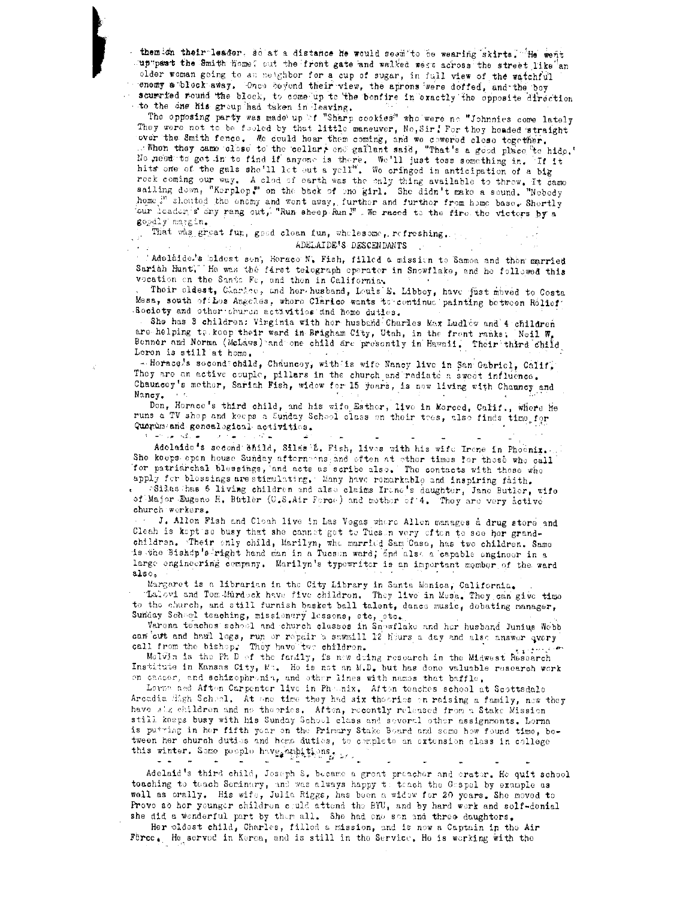them on their leader, so at a distance he would seem to be wearing skirts. He went up past the Smith Home, out the front gate and walked west across the street like an older woman going to a neighbor for a cup of sugar, in full view of the watchful enemy a block away. Once beyond their view, the aprons were doffed, and the boy scurried round the block, to come up to the bonfire in exactly the opposite direction to the one his group had taken in leaving.

The opposing party was made up of "Sharp cookies" who were no "Johnnies come lately They were not to be fooled by that little maneuver, No, Sir! For they headed straight over the Smith fence. We could hear them coming, and we cowered close together. When they came close to the cellar, one gallant said, "That's a good place to hide. No need to get in to find if anyone is there. We'll just toss something in. If it hits one of the gals she'll let out a yell". We cringed in anticipation of a big rock coming our way. A clod of earth was the only thing available to throw. It came sailing down, "Kerplop," on the back of one girl. She didn't make a sound. "Nobody home," shouted the enemy and went away, further and further from home base. Shortly our leader's cry rang out, "Run sheep Run!" We raced to the fire the victors by a goodly margin.

That was great fun, good clean fun, wholesome, refreshing.

## ADELAIDE'S DESCENDANTS

Adelaide's eldest son, Horace N. Fish, filled a mission to Samoa and then married Sariah Hunt. He was the first telegraph operator in Snowflake, and he followed this vocation on the Santa Fe, and then in California.

Their eldest, Clarice, and her husband, Louis E. Libbey, have just moved to Costa Mesa, south of Los Angeles, where Clarice wants to continue painting between Relief Society and other church activities and home duties.

She has 3 children: Virginia with her husband Charles Max Ludlow and 4 children are helping to keep their ward in Brigham City, Utah, in the front ranks. Neil W. Bonner and Norma (McLaws) and one child are presently in Hawaii. Their third child Loren is still at home.

Horace's second child, Chauncey, with is wife Nancy live in San Gabriel, Calif. They are an active couple, pillars in the church and radiate a sweet influence. Chauncey's mother, Sariah Fish, widow for 15 years, is now living with Chauncy and Nancy.

Don, Horace's third child, and his wife Esther, live in Merced, Calif., where he runs a TV shop and keeps a Sunday School class on their toes, also finds time for Quorum and genealogical activities.

- - - - - - -

Adelaide's second child, Silas L. Fish, lives with his wife Irene in Phoenix. She keeps open house Sunday afternoons and often at other times for those who call for patriarchal blessings, and acts as scribe also. The contacts with those who apply for blessings are stimulating. Many have remarkable and inspiring faith.

Silas has 6 living children and also claims Irene's daughter, Jane Butler, wife of Major Eugene H. Butler (U.S.Air Force) and mother of 4. They are very active church workers.

J. Allen Fish and Cleah live in Las Vegas where Allen manages a drug store and Cleah is kept so busy that she cannot get to Tucson very often to see her grandchildren. Their only child, Marilyn, who married Sam Case, has two children. Sam is the Bishop's right hand man in a Tucson ward, and also a capable engineer in a large engineering company. Marilyn's typewriter is an important member of the ward also.

Margaret is a librarian in the City Library in Santa Monica, California.

Lalovi and Tom Murdock have five children. They live in Mesa. They can give time to the church, and still furnish basket ball talent, dance music, debating manager, Sunday School teaching, missionary lessons, etc, etc.

Verena teaches school and church classes in Snowflake and her husband Junius Webb can cut and haul logs, run or repair a sawmill 12 hours a day and also answer every call from the bishop. They have two children.

Melvin is the Ph D of the family, is now doing research in the Midwest Research Institute in Kansas City, Mo. He is not an M.D. but has done valuable research work on cancer, and schizophrenia, and other lines with names that baffle.

Lorna and Afton Carpenter live in Phoenix. Afton teaches school at Scottsdale Arcadia High School. At one time they had six theories on raising a family, now they have six children and no theories. Afton, recently released from a Stake Mission still keeps busy with his Sunday School class and several other assignments. Lorna is putting in her fifth year on the Primary Stake Board and some how found time, between her church duties and home duties, to complete an extension class in college this winter. Some people have ambitions.

- - - - - - -

Adelaid's third child, Joseph S. became a great preacher and orator. He quit school teaching to teach Seminary, and was always happy to teach the Gospel by example as well as orally. His wife, Julia Riggs, has been a widow for 20 years. She moved to Provo so her younger children could attend the BYU, and by hard work and self-denial she did a wonderful part by them all. She had one son and three daughters.

Her oldest child, Charles, filled a mission, and is now a Captain in the Air Force. He served in Korea, and is still in the Service. He is working with the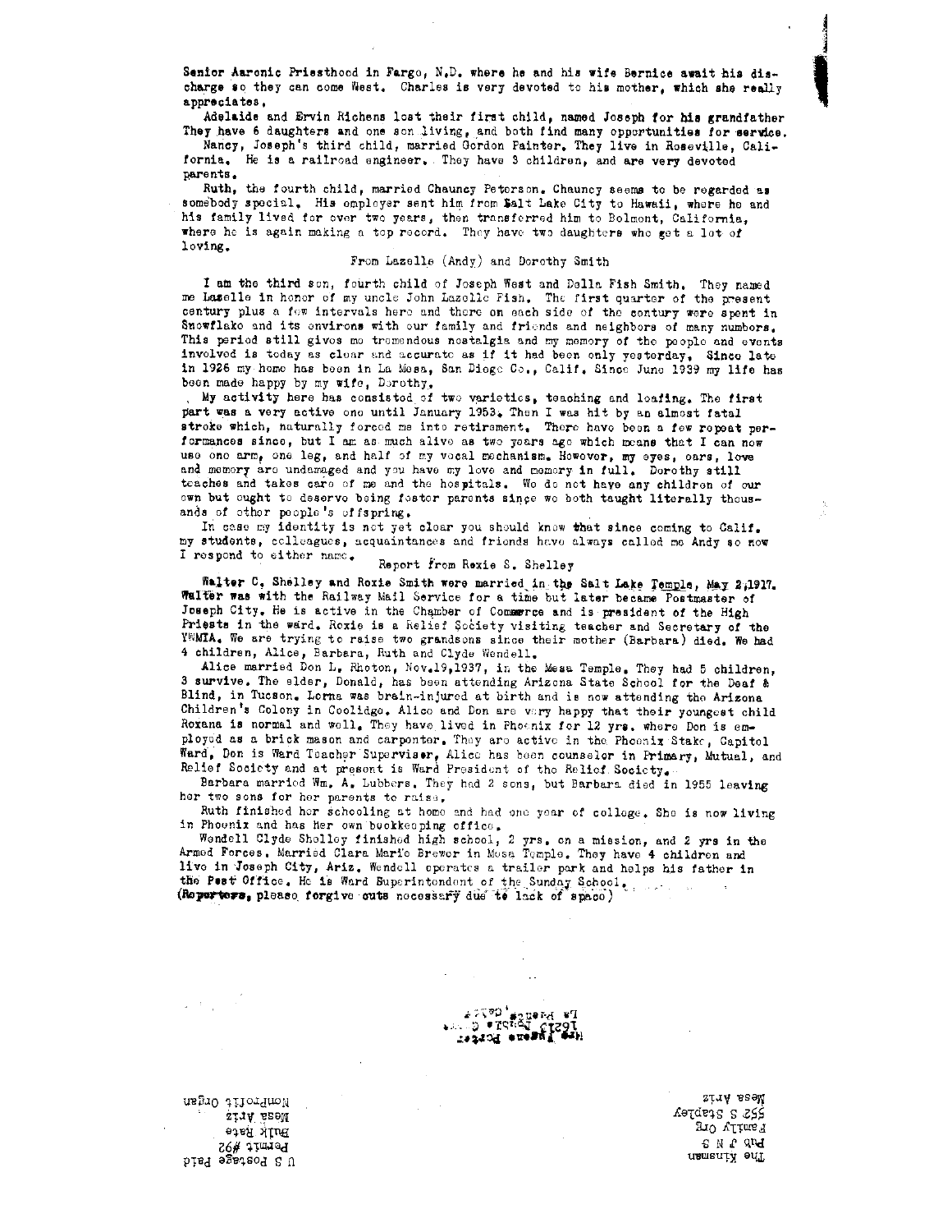Senior Aaronic Priesthood in Fargo, N.D. where he and his wife Bernice await his discharge so they can come West. Charles is very devoted to his mother, which she really appreciates.

Adelaide and Ervin Richens lost their first child, named Joseph for his grandfather They have 6 daughters and one son living, and both find many opportunities for service.

Nancy, Joseph's third child, married Gordon Painter. They live in Roseville, California. He is a railroad engineer. They have 3 children, and are very devoted parents.

Ruth, the fourth child, married Chauncy Peterson. Chauncy seems to be regarded as somebody special. His employer sent him from Salt Lake City to Hawaii, where he and his family lived for over two years, then transferred him to Belmont, California, where he is again making a top record. They have two daughters who get a lot of loving.

From Lazelle (Andy) and Dorothy Smith

I am the third son, fourth child of Joseph West and Della Fish Smith. They named me Lazelle in honor of my uncle John Lazelle Fish. The first quarter of the present century plus a few intervals here and there on each side of the century were spent in Snowflake and its environs with our family and friends and neighbors of many numbers. This period still gives me tremendous nostalgia and my memory of the people and events involved is today as clear and accurate as if it had been only yesterday. Since late in 1926 my home has been in La Mesa, San Diego Co., Calif. Since June 1939 my life has been made happy by my wife, Dorothy.

My activity here has consisted of two varieties, teaching and loafing. The first part was a very active one until January 1953. Then I was hit by an almost fatal stroke which, naturally forced me into retirement. There have been a few repeat performances since, but I am as much alive as two years ago which means that I can now use one arm, one leg, and half of my vocal mechanism. However, my eyes, ears, love and memory are undamaged and you have my love and memory in full. Dorothy still teaches and takes care of me and the hospitals. We do not have any children of our own but ought to deserve being foster parents since we both taught literally thousands of other people's offspring.

In case my identity is not yet clear you should know that since coming to Calif. my students, colleagues, acquaintances and friends have always called me Andy so now I respond to either name.

Report from Roxie S. Shelley

Walter C. Shelley and Roxie Smith were married in the Salt Lake Temple, May 2,1917. Walter was with the Railway Mail Service for a time but later became Postmaster of Joseph City. He is active in the Chamber of Commerce and is president of the High Priests in the ward. Roxie is a Relief Society visiting teacher and Secretary of the YWMIA. We are trying to raise two grandsons since their mother (Barbara) died. We had 4 children, Alice, Barbara, Ruth and Clyde Wendell.

Alice married Don L. Rhoton, Nov.19,1937, in the Mesa Temple. They had 5 children, 3 survive. The elder, Donald, has been attending Arizona State School for the Deaf & Blind, in Tucson. Lorna was brain-injured at birth and is now attending the Arizona Children's Colony in Coolidge. Alice and Don are very happy that their youngest child Roxana is normal and well. They have lived in Phoenix for 12 yrs. where Don is employed as a brick mason and carpenter. They are active in the Phoenix Stake, Capitol Ward, Don is Ward Teacher Supervisor, Alice has been counselor in Primary, Mutual, and Relief Society and at present is Ward President of the Relief Society.

Barbara married Wm. A. Lubbers. They had 2 sons, but Barbara died in 1955 leaving her two sons for her parents to raise.

Ruth finished her schooling at home and had one year of college. She is now living in Phoenix and has her own bookkeeping office.

Wendell Clyde Shelley finished high school, 2 yrs. on a mission, and 2 yrs in the Armed Forces. Married Clara Marie Brewer in Mesa Temple. They have 4 children and live in Joseph City, Ariz. Wendell operates a trailer park and helps his father in the Post Office. He is Ward Superintendent of the Sunday School.

(Reporters, please forgive cuts necessary due to lack of space)

Mrs Eugene Porter
1621 ...
La Mesa, Calif.

The Kinsman
Pub J N S
Family Org
552 S Stapley
Mesa Ariz

U S Postage Paid
Permit #92
Bulk Rate
Mesa Ariz
NonProfit Organ